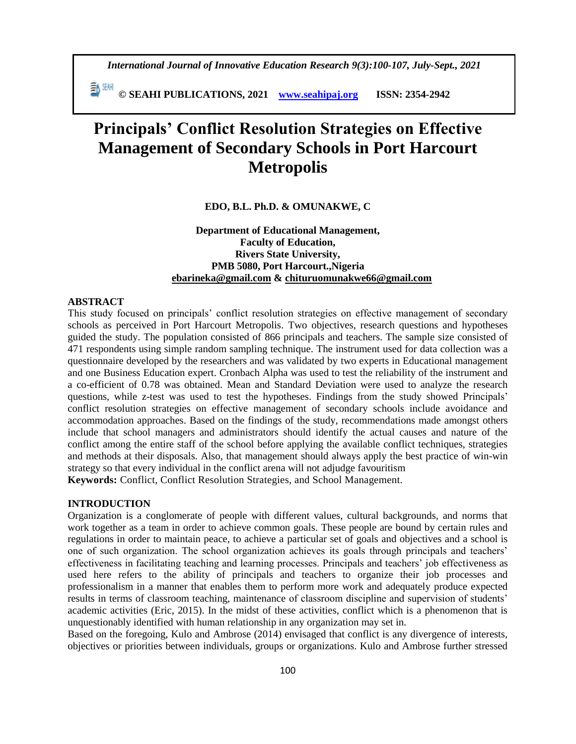# Principals' Conflict Resolution Strategies on Effective Management of Secondary Schools in Port Harcourt Metropolis

**EDO, B.L. Ph.D. & OMUNAKWE, C**

**Department of Educational Management,**
**Faculty of Education,**
**Rivers State University,**
**PMB 5080, Port Harcourt.,Nigeria**
**ebarineka@gmail.com & chituruomunakwe66@gmail.com**

## ABSTRACT

This study focused on principals' conflict resolution strategies on effective management of secondary schools as perceived in Port Harcourt Metropolis. Two objectives, research questions and hypotheses guided the study. The population consisted of 866 principals and teachers. The sample size consisted of 471 respondents using simple random sampling technique. The instrument used for data collection was a questionnaire developed by the researchers and was validated by two experts in Educational management and one Business Education expert. Cronbach Alpha was used to test the reliability of the instrument and a co-efficient of 0.78 was obtained. Mean and Standard Deviation were used to analyze the research questions, while z-test was used to test the hypotheses. Findings from the study showed Principals' conflict resolution strategies on effective management of secondary schools include avoidance and accommodation approaches. Based on the findings of the study, recommendations made amongst others include that school managers and administrators should identify the actual causes and nature of the conflict among the entire staff of the school before applying the available conflict techniques, strategies and methods at their disposals. Also, that management should always apply the best practice of win-win strategy so that every individual in the conflict arena will not adjudge favouritism

**Keywords:** Conflict, Conflict Resolution Strategies, and School Management.

## INTRODUCTION

Organization is a conglomerate of people with different values, cultural backgrounds, and norms that work together as a team in order to achieve common goals. These people are bound by certain rules and regulations in order to maintain peace, to achieve a particular set of goals and objectives and a school is one of such organization. The school organization achieves its goals through principals and teachers' effectiveness in facilitating teaching and learning processes. Principals and teachers' job effectiveness as used here refers to the ability of principals and teachers to organize their job processes and professionalism in a manner that enables them to perform more work and adequately produce expected results in terms of classroom teaching, maintenance of classroom discipline and supervision of students' academic activities (Eric, 2015). In the midst of these activities, conflict which is a phenomenon that is unquestionably identified with human relationship in any organization may set in.

Based on the foregoing, Kulo and Ambrose (2014) envisaged that conflict is any divergence of interests, objectives or priorities between individuals, groups or organizations. Kulo and Ambrose further stressed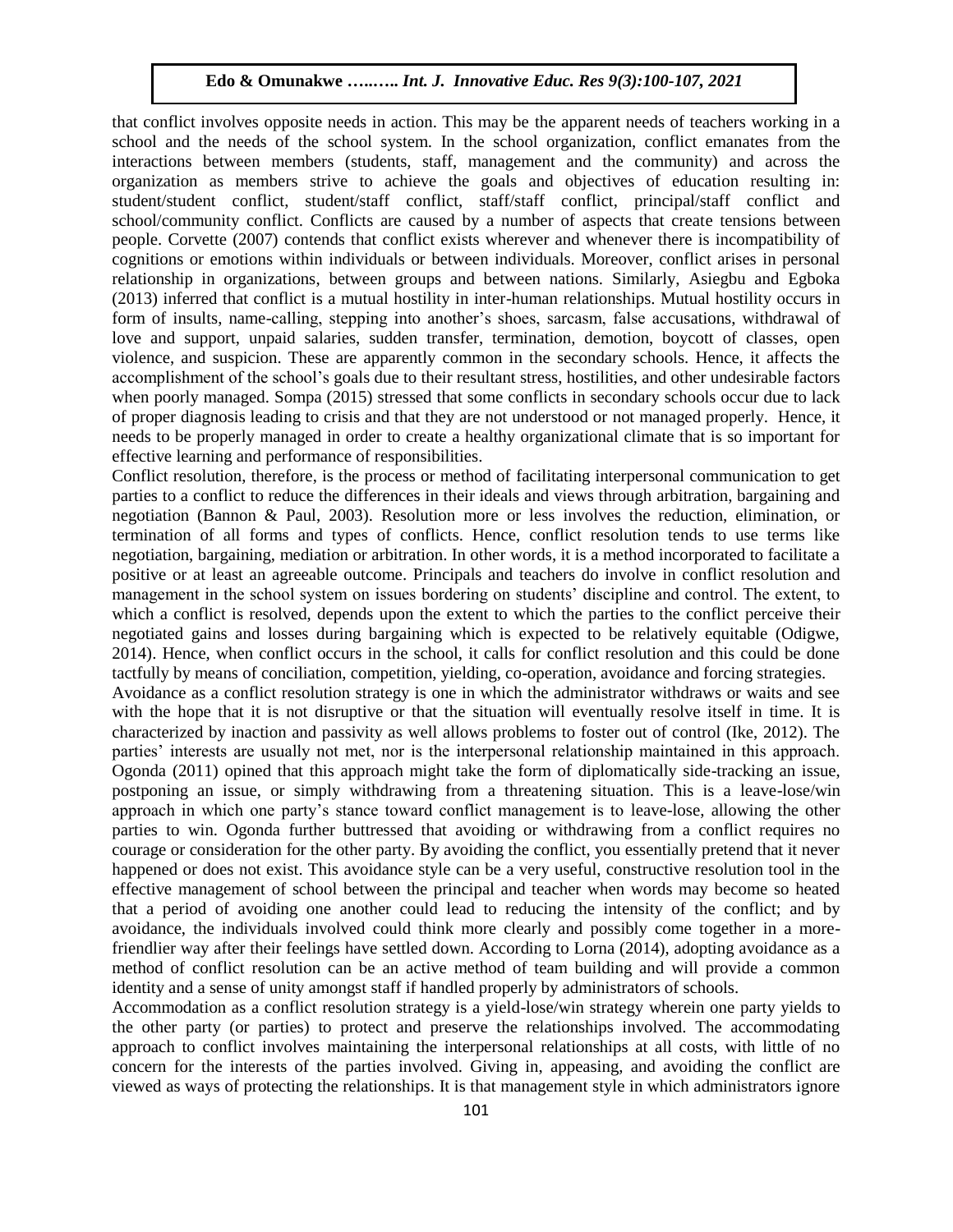that conflict involves opposite needs in action. This may be the apparent needs of teachers working in a school and the needs of the school system. In the school organization, conflict emanates from the interactions between members (students, staff, management and the community) and across the organization as members strive to achieve the goals and objectives of education resulting in: student/student conflict, student/staff conflict, staff/staff conflict, principal/staff conflict and school/community conflict. Conflicts are caused by a number of aspects that create tensions between people. Corvette (2007) contends that conflict exists wherever and whenever there is incompatibility of cognitions or emotions within individuals or between individuals. Moreover, conflict arises in personal relationship in organizations, between groups and between nations. Similarly, Asiegbu and Egboka (2013) inferred that conflict is a mutual hostility in inter-human relationships. Mutual hostility occurs in form of insults, name-calling, stepping into another's shoes, sarcasm, false accusations, withdrawal of love and support, unpaid salaries, sudden transfer, termination, demotion, boycott of classes, open violence, and suspicion. These are apparently common in the secondary schools. Hence, it affects the accomplishment of the school's goals due to their resultant stress, hostilities, and other undesirable factors when poorly managed. Sompa (2015) stressed that some conflicts in secondary schools occur due to lack of proper diagnosis leading to crisis and that they are not understood or not managed properly. Hence, it needs to be properly managed in order to create a healthy organizational climate that is so important for effective learning and performance of responsibilities.

Conflict resolution, therefore, is the process or method of facilitating interpersonal communication to get parties to a conflict to reduce the differences in their ideals and views through arbitration, bargaining and negotiation (Bannon & Paul, 2003). Resolution more or less involves the reduction, elimination, or termination of all forms and types of conflicts. Hence, conflict resolution tends to use terms like negotiation, bargaining, mediation or arbitration. In other words, it is a method incorporated to facilitate a positive or at least an agreeable outcome. Principals and teachers do involve in conflict resolution and management in the school system on issues bordering on students' discipline and control. The extent, to which a conflict is resolved, depends upon the extent to which the parties to the conflict perceive their negotiated gains and losses during bargaining which is expected to be relatively equitable (Odigwe, 2014). Hence, when conflict occurs in the school, it calls for conflict resolution and this could be done tactfully by means of conciliation, competition, yielding, co-operation, avoidance and forcing strategies.

Avoidance as a conflict resolution strategy is one in which the administrator withdraws or waits and see with the hope that it is not disruptive or that the situation will eventually resolve itself in time. It is characterized by inaction and passivity as well allows problems to foster out of control (Ike, 2012). The parties' interests are usually not met, nor is the interpersonal relationship maintained in this approach. Ogonda (2011) opined that this approach might take the form of diplomatically side-tracking an issue, postponing an issue, or simply withdrawing from a threatening situation. This is a leave-lose/win approach in which one party's stance toward conflict management is to leave-lose, allowing the other parties to win. Ogonda further buttressed that avoiding or withdrawing from a conflict requires no courage or consideration for the other party. By avoiding the conflict, you essentially pretend that it never happened or does not exist. This avoidance style can be a very useful, constructive resolution tool in the effective management of school between the principal and teacher when words may become so heated that a period of avoiding one another could lead to reducing the intensity of the conflict; and by avoidance, the individuals involved could think more clearly and possibly come together in a more-friendlier way after their feelings have settled down. According to Lorna (2014), adopting avoidance as a method of conflict resolution can be an active method of team building and will provide a common identity and a sense of unity amongst staff if handled properly by administrators of schools.

Accommodation as a conflict resolution strategy is a yield-lose/win strategy wherein one party yields to the other party (or parties) to protect and preserve the relationships involved. The accommodating approach to conflict involves maintaining the interpersonal relationships at all costs, with little of no concern for the interests of the parties involved. Giving in, appeasing, and avoiding the conflict are viewed as ways of protecting the relationships. It is that management style in which administrators ignore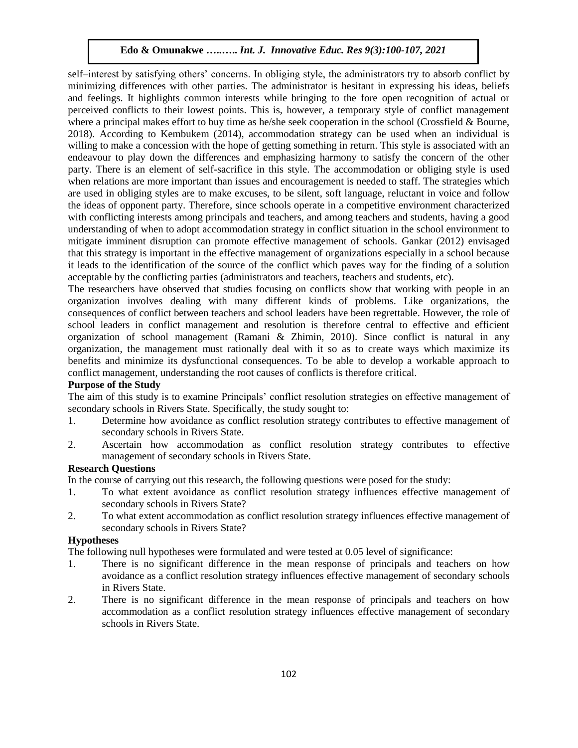self–interest by satisfying others' concerns. In obliging style, the administrators try to absorb conflict by minimizing differences with other parties. The administrator is hesitant in expressing his ideas, beliefs and feelings. It highlights common interests while bringing to the fore open recognition of actual or perceived conflicts to their lowest points. This is, however, a temporary style of conflict management where a principal makes effort to buy time as he/she seek cooperation in the school (Crossfield & Bourne, 2018). According to Kembukem (2014), accommodation strategy can be used when an individual is willing to make a concession with the hope of getting something in return. This style is associated with an endeavour to play down the differences and emphasizing harmony to satisfy the concern of the other party. There is an element of self-sacrifice in this style. The accommodation or obliging style is used when relations are more important than issues and encouragement is needed to staff. The strategies which are used in obliging styles are to make excuses, to be silent, soft language, reluctant in voice and follow the ideas of opponent party. Therefore, since schools operate in a competitive environment characterized with conflicting interests among principals and teachers, and among teachers and students, having a good understanding of when to adopt accommodation strategy in conflict situation in the school environment to mitigate imminent disruption can promote effective management of schools. Gankar (2012) envisaged that this strategy is important in the effective management of organizations especially in a school because it leads to the identification of the source of the conflict which paves way for the finding of a solution acceptable by the conflicting parties (administrators and teachers, teachers and students, etc).

The researchers have observed that studies focusing on conflicts show that working with people in an organization involves dealing with many different kinds of problems. Like organizations, the consequences of conflict between teachers and school leaders have been regrettable. However, the role of school leaders in conflict management and resolution is therefore central to effective and efficient organization of school management (Ramani & Zhimin, 2010). Since conflict is natural in any organization, the management must rationally deal with it so as to create ways which maximize its benefits and minimize its dysfunctional consequences. To be able to develop a workable approach to conflict management, understanding the root causes of conflicts is therefore critical.

**Purpose of the Study**

The aim of this study is to examine Principals' conflict resolution strategies on effective management of secondary schools in Rivers State. Specifically, the study sought to:

1. Determine how avoidance as conflict resolution strategy contributes to effective management of secondary schools in Rivers State.
2. Ascertain how accommodation as conflict resolution strategy contributes to effective management of secondary schools in Rivers State.

**Research Questions**

In the course of carrying out this research, the following questions were posed for the study:

1. To what extent avoidance as conflict resolution strategy influences effective management of secondary schools in Rivers State?
2. To what extent accommodation as conflict resolution strategy influences effective management of secondary schools in Rivers State?

**Hypotheses**

The following null hypotheses were formulated and were tested at 0.05 level of significance:

1. There is no significant difference in the mean response of principals and teachers on how avoidance as a conflict resolution strategy influences effective management of secondary schools in Rivers State.
2. There is no significant difference in the mean response of principals and teachers on how accommodation as a conflict resolution strategy influences effective management of secondary schools in Rivers State.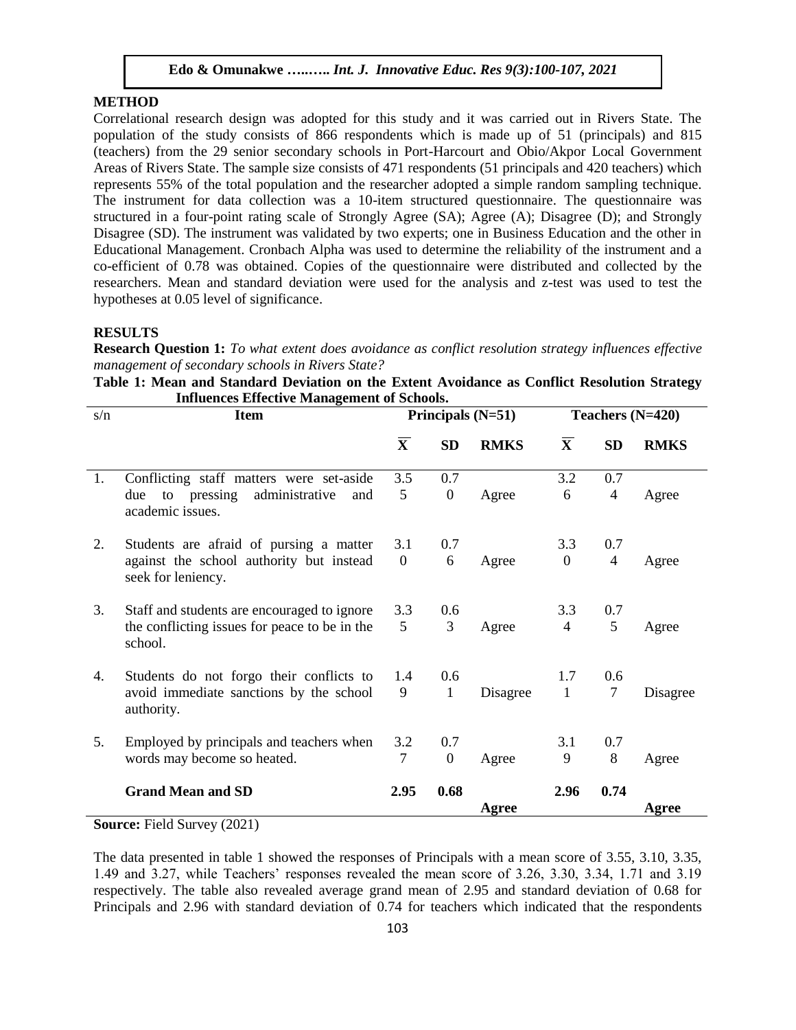## METHOD

Correlational research design was adopted for this study and it was carried out in Rivers State. The population of the study consists of 866 respondents which is made up of 51 (principals) and 815 (teachers) from the 29 senior secondary schools in Port-Harcourt and Obio/Akpor Local Government Areas of Rivers State. The sample size consists of 471 respondents (51 principals and 420 teachers) which represents 55% of the total population and the researcher adopted a simple random sampling technique. The instrument for data collection was a 10-item structured questionnaire. The questionnaire was structured in a four-point rating scale of Strongly Agree (SA); Agree (A); Disagree (D); and Strongly Disagree (SD). The instrument was validated by two experts; one in Business Education and the other in Educational Management. Cronbach Alpha was used to determine the reliability of the instrument and a co-efficient of 0.78 was obtained. Copies of the questionnaire were distributed and collected by the researchers. Mean and standard deviation were used for the analysis and z-test was used to test the hypotheses at 0.05 level of significance.

## RESULTS

**Research Question 1:** *To what extent does avoidance as conflict resolution strategy influences effective management of secondary schools in Rivers State?*

**Table 1: Mean and Standard Deviation on the Extent Avoidance as Conflict Resolution Strategy Influences Effective Management of Schools.**

| s/n | Item | Principals (N=51) | | | Teachers (N=420) | | |
|---|---|---|---|---|---|---|---|
| | | $\overline{X}$ | SD | RMKS | $\overline{X}$ | SD | RMKS |
| 1. | Conflicting staff matters were set-aside due to pressing administrative and academic issues. | 3.55 | 0.70 | Agree | 3.26 | 0.74 | Agree |
| 2. | Students are afraid of pursing a matter against the school authority but instead seek for leniency. | 3.10 | 0.76 | Agree | 3.30 | 0.74 | Agree |
| 3. | Staff and students are encouraged to ignore the conflicting issues for peace to be in the school. | 3.35 | 0.63 | Agree | 3.34 | 0.75 | Agree |
| 4. | Students do not forgo their conflicts to avoid immediate sanctions by the school authority. | 1.49 | 0.61 | Disagree | 1.71 | 0.67 | Disagree |
| 5. | Employed by principals and teachers when words may become so heated. | 3.27 | 0.70 | Agree | 3.19 | 0.78 | Agree |
| | **Grand Mean and SD** | **2.95** | **0.68** | **Agree** | **2.96** | **0.74** | **Agree** |

**Source:** Field Survey (2021)

The data presented in table 1 showed the responses of Principals with a mean score of 3.55, 3.10, 3.35, 1.49 and 3.27, while Teachers' responses revealed the mean score of 3.26, 3.30, 3.34, 1.71 and 3.19 respectively. The table also revealed average grand mean of 2.95 and standard deviation of 0.68 for Principals and 2.96 with standard deviation of 0.74 for teachers which indicated that the respondents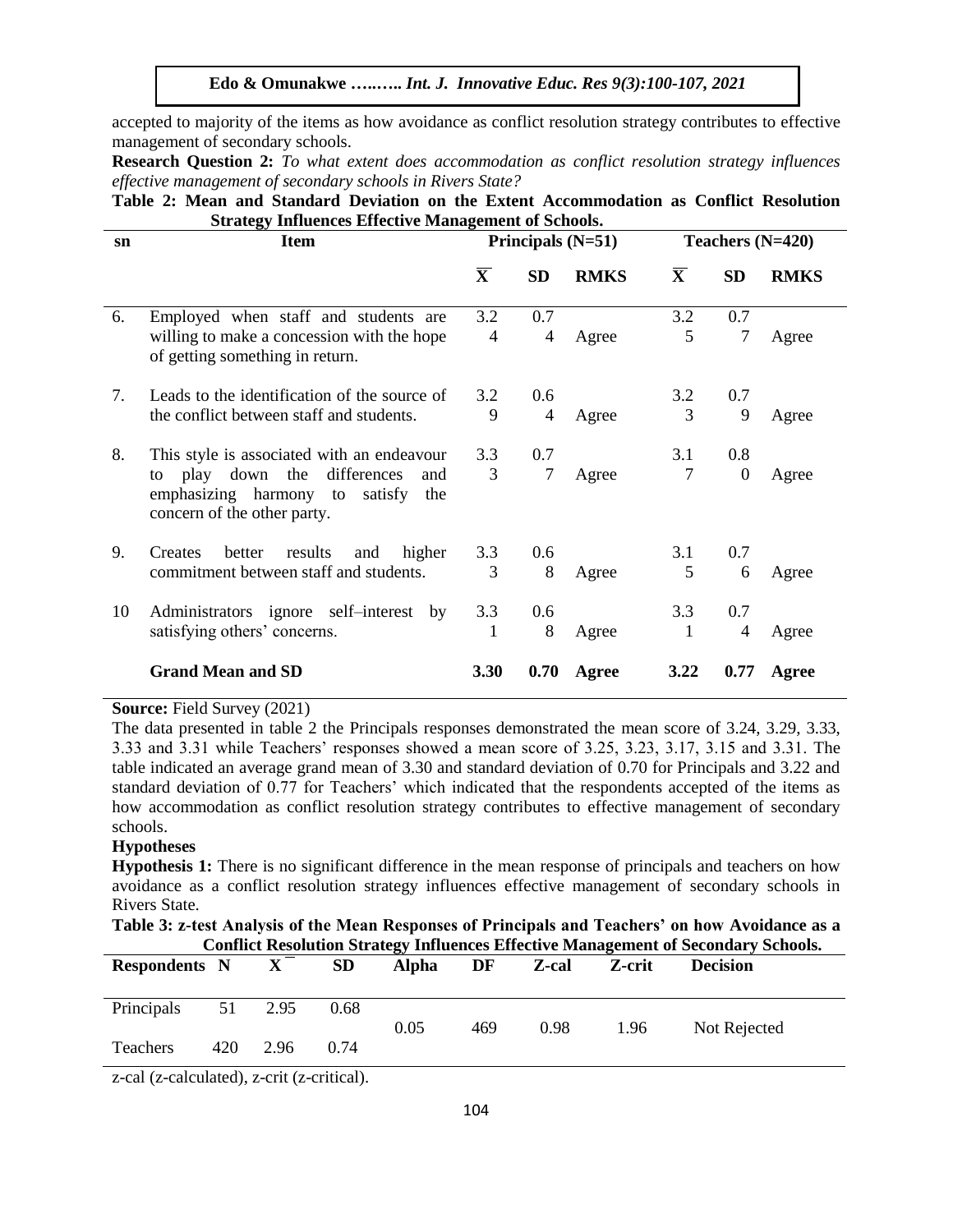accepted to majority of the items as how avoidance as conflict resolution strategy contributes to effective management of secondary schools.

**Research Question 2:** *To what extent does accommodation as conflict resolution strategy influences effective management of secondary schools in Rivers State?*

**Table 2: Mean and Standard Deviation on the Extent Accommodation as Conflict Resolution Strategy Influences Effective Management of Schools.**

| sn | Item | Principals (N=51) | | | Teachers (N=420) | | |
|---|---|---|---|---|---|---|---|
| | | $\overline{X}$ | SD | RMKS | $\overline{X}$ | SD | RMKS |
| 6. | Employed when staff and students are willing to make a concession with the hope of getting something in return. | 3.24 | 0.74 | Agree | 3.25 | 0.77 | Agree |
| 7. | Leads to the identification of the source of the conflict between staff and students. | 3.29 | 0.64 | Agree | 3.23 | 0.79 | Agree |
| 8. | This style is associated with an endeavour to play down the differences and emphasizing harmony to satisfy the concern of the other party. | 3.33 | 0.77 | Agree | 3.17 | 0.80 | Agree |
| 9. | Creates better results and higher commitment between staff and students. | 3.33 | 0.68 | Agree | 3.15 | 0.76 | Agree |
| 10 | Administrators ignore self–interest by satisfying others' concerns. | 3.31 | 0.68 | Agree | 3.31 | 0.74 | Agree |
| | **Grand Mean and SD** | **3.30** | **0.70** | **Agree** | **3.22** | **0.77** | **Agree** |

**Source:** Field Survey (2021)

The data presented in table 2 the Principals responses demonstrated the mean score of 3.24, 3.29, 3.33, 3.33 and 3.31 while Teachers' responses showed a mean score of 3.25, 3.23, 3.17, 3.15 and 3.31. The table indicated an average grand mean of 3.30 and standard deviation of 0.70 for Principals and 3.22 and standard deviation of 0.77 for Teachers' which indicated that the respondents accepted of the items as how accommodation as conflict resolution strategy contributes to effective management of secondary schools.

**Hypotheses**

**Hypothesis 1:** There is no significant difference in the mean response of principals and teachers on how avoidance as a conflict resolution strategy influences effective management of secondary schools in Rivers State.

**Table 3: z-test Analysis of the Mean Responses of Principals and Teachers' on how Avoidance as a Conflict Resolution Strategy Influences Effective Management of Secondary Schools.**

| Respondents | N | $\overline{X}$ | SD | Alpha | DF | Z-cal | Z-crit | Decision |
|---|---|---|---|---|---|---|---|---|
| Principals | 51 | 2.95 | 0.68 | 0.05 | 469 | 0.98 | 1.96 | Not Rejected |
| Teachers | 420 | 2.96 | 0.74 | | | | | |

z-cal (z-calculated), z-crit (z-critical).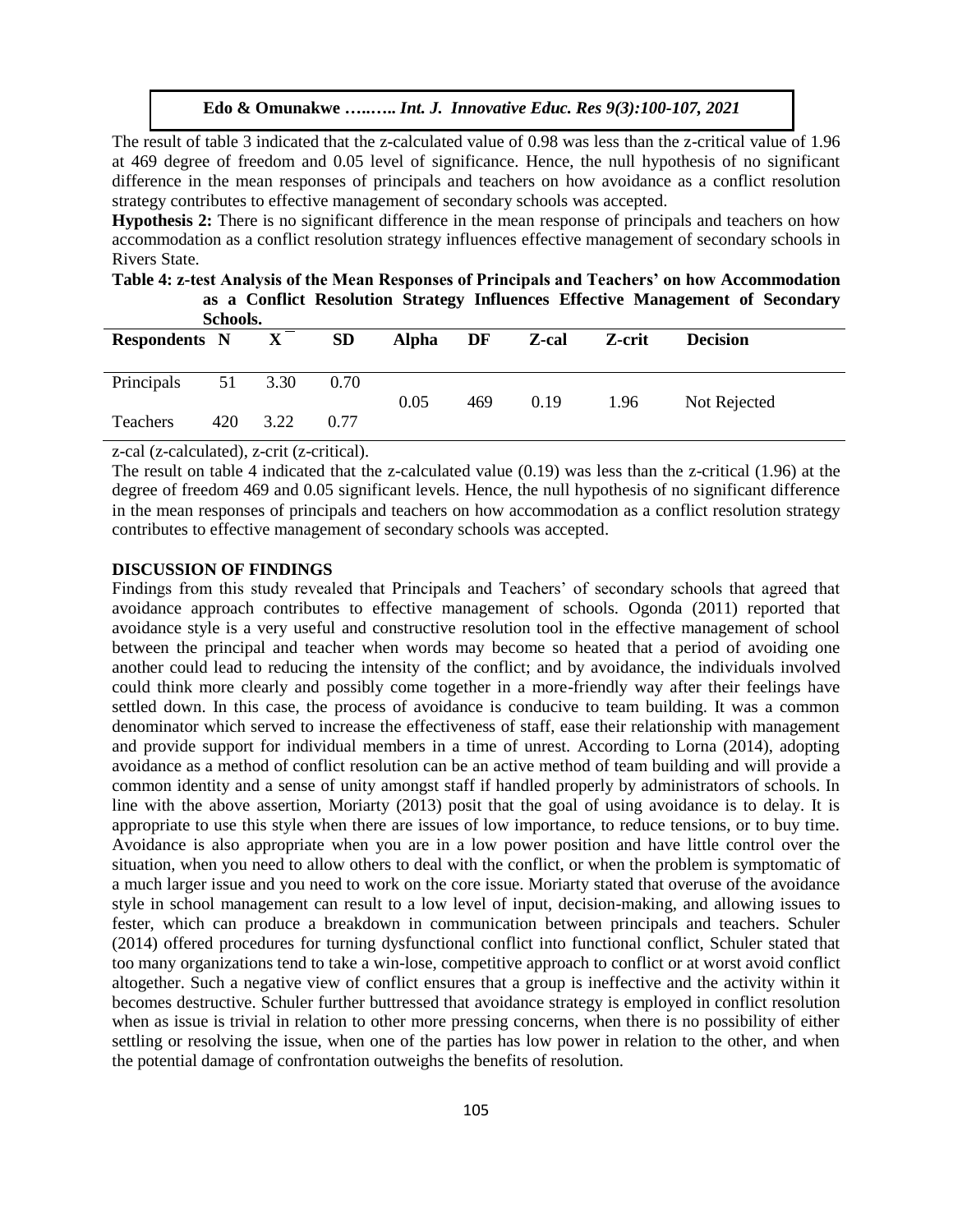The result of table 3 indicated that the z-calculated value of 0.98 was less than the z-critical value of 1.96 at 469 degree of freedom and 0.05 level of significance. Hence, the null hypothesis of no significant difference in the mean responses of principals and teachers on how avoidance as a conflict resolution strategy contributes to effective management of secondary schools was accepted.

**Hypothesis 2:** There is no significant difference in the mean response of principals and teachers on how accommodation as a conflict resolution strategy influences effective management of secondary schools in Rivers State.

**Table 4: z-test Analysis of the Mean Responses of Principals and Teachers' on how Accommodation as a Conflict Resolution Strategy Influences Effective Management of Secondary Schools.**

| Respondents | N | $\bar{X}$ | SD | Alpha | DF | Z-cal | Z-crit | Decision |
|---|---|---|---|---|---|---|---|---|
| Principals | 51 | 3.30 | 0.70 | 0.05 | 469 | 0.19 | 1.96 | Not Rejected |
| Teachers | 420 | 3.22 | 0.77 | | | | | |

z-cal (z-calculated), z-crit (z-critical).

The result on table 4 indicated that the z-calculated value (0.19) was less than the z-critical (1.96) at the degree of freedom 469 and 0.05 significant levels. Hence, the null hypothesis of no significant difference in the mean responses of principals and teachers on how accommodation as a conflict resolution strategy contributes to effective management of secondary schools was accepted.

## DISCUSSION OF FINDINGS

Findings from this study revealed that Principals and Teachers' of secondary schools that agreed that avoidance approach contributes to effective management of schools. Ogonda (2011) reported that avoidance style is a very useful and constructive resolution tool in the effective management of school between the principal and teacher when words may become so heated that a period of avoiding one another could lead to reducing the intensity of the conflict; and by avoidance, the individuals involved could think more clearly and possibly come together in a more-friendly way after their feelings have settled down. In this case, the process of avoidance is conducive to team building. It was a common denominator which served to increase the effectiveness of staff, ease their relationship with management and provide support for individual members in a time of unrest. According to Lorna (2014), adopting avoidance as a method of conflict resolution can be an active method of team building and will provide a common identity and a sense of unity amongst staff if handled properly by administrators of schools. In line with the above assertion, Moriarty (2013) posit that the goal of using avoidance is to delay. It is appropriate to use this style when there are issues of low importance, to reduce tensions, or to buy time. Avoidance is also appropriate when you are in a low power position and have little control over the situation, when you need to allow others to deal with the conflict, or when the problem is symptomatic of a much larger issue and you need to work on the core issue. Moriarty stated that overuse of the avoidance style in school management can result to a low level of input, decision-making, and allowing issues to fester, which can produce a breakdown in communication between principals and teachers. Schuler (2014) offered procedures for turning dysfunctional conflict into functional conflict, Schuler stated that too many organizations tend to take a win-lose, competitive approach to conflict or at worst avoid conflict altogether. Such a negative view of conflict ensures that a group is ineffective and the activity within it becomes destructive. Schuler further buttressed that avoidance strategy is employed in conflict resolution when as issue is trivial in relation to other more pressing concerns, when there is no possibility of either settling or resolving the issue, when one of the parties has low power in relation to the other, and when the potential damage of confrontation outweighs the benefits of resolution.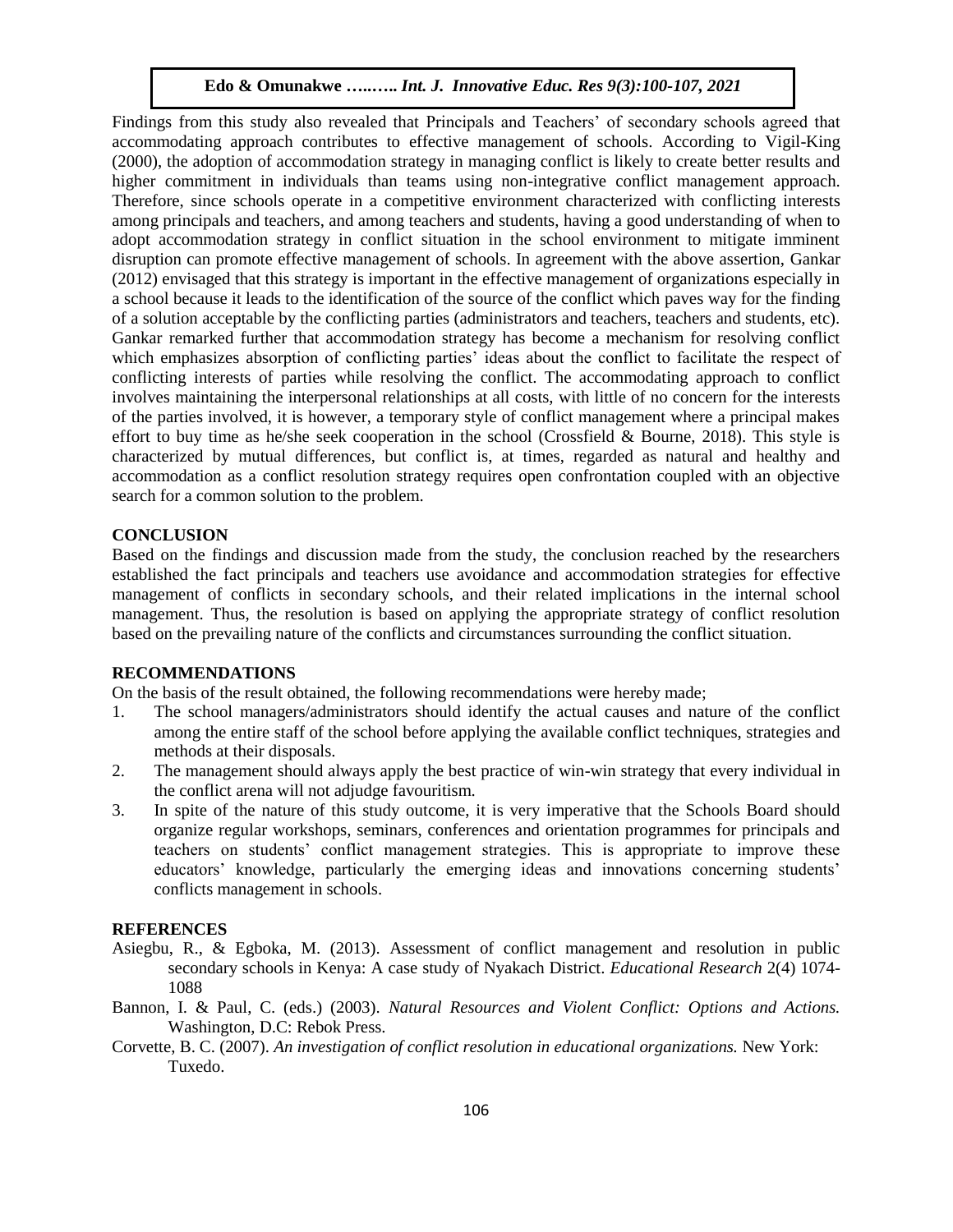Findings from this study also revealed that Principals and Teachers' of secondary schools agreed that accommodating approach contributes to effective management of schools. According to Vigil-King (2000), the adoption of accommodation strategy in managing conflict is likely to create better results and higher commitment in individuals than teams using non-integrative conflict management approach. Therefore, since schools operate in a competitive environment characterized with conflicting interests among principals and teachers, and among teachers and students, having a good understanding of when to adopt accommodation strategy in conflict situation in the school environment to mitigate imminent disruption can promote effective management of schools. In agreement with the above assertion, Gankar (2012) envisaged that this strategy is important in the effective management of organizations especially in a school because it leads to the identification of the source of the conflict which paves way for the finding of a solution acceptable by the conflicting parties (administrators and teachers, teachers and students, etc). Gankar remarked further that accommodation strategy has become a mechanism for resolving conflict which emphasizes absorption of conflicting parties' ideas about the conflict to facilitate the respect of conflicting interests of parties while resolving the conflict. The accommodating approach to conflict involves maintaining the interpersonal relationships at all costs, with little of no concern for the interests of the parties involved, it is however, a temporary style of conflict management where a principal makes effort to buy time as he/she seek cooperation in the school (Crossfield & Bourne, 2018). This style is characterized by mutual differences, but conflict is, at times, regarded as natural and healthy and accommodation as a conflict resolution strategy requires open confrontation coupled with an objective search for a common solution to the problem.

## CONCLUSION

Based on the findings and discussion made from the study, the conclusion reached by the researchers established the fact principals and teachers use avoidance and accommodation strategies for effective management of conflicts in secondary schools, and their related implications in the internal school management. Thus, the resolution is based on applying the appropriate strategy of conflict resolution based on the prevailing nature of the conflicts and circumstances surrounding the conflict situation.

## RECOMMENDATIONS

On the basis of the result obtained, the following recommendations were hereby made;

1. The school managers/administrators should identify the actual causes and nature of the conflict among the entire staff of the school before applying the available conflict techniques, strategies and methods at their disposals.
2. The management should always apply the best practice of win-win strategy that every individual in the conflict arena will not adjudge favouritism.
3. In spite of the nature of this study outcome, it is very imperative that the Schools Board should organize regular workshops, seminars, conferences and orientation programmes for principals and teachers on students' conflict management strategies. This is appropriate to improve these educators' knowledge, particularly the emerging ideas and innovations concerning students' conflicts management in schools.

## REFERENCES

Asiegbu, R., & Egboka, M. (2013). Assessment of conflict management and resolution in public secondary schools in Kenya: A case study of Nyakach District. *Educational Research* 2(4) 1074-1088

Bannon, I. & Paul, C. (eds.) (2003). *Natural Resources and Violent Conflict: Options and Actions.* Washington, D.C: Rebok Press.

Corvette, B. C. (2007). *An investigation of conflict resolution in educational organizations.* New York: Tuxedo.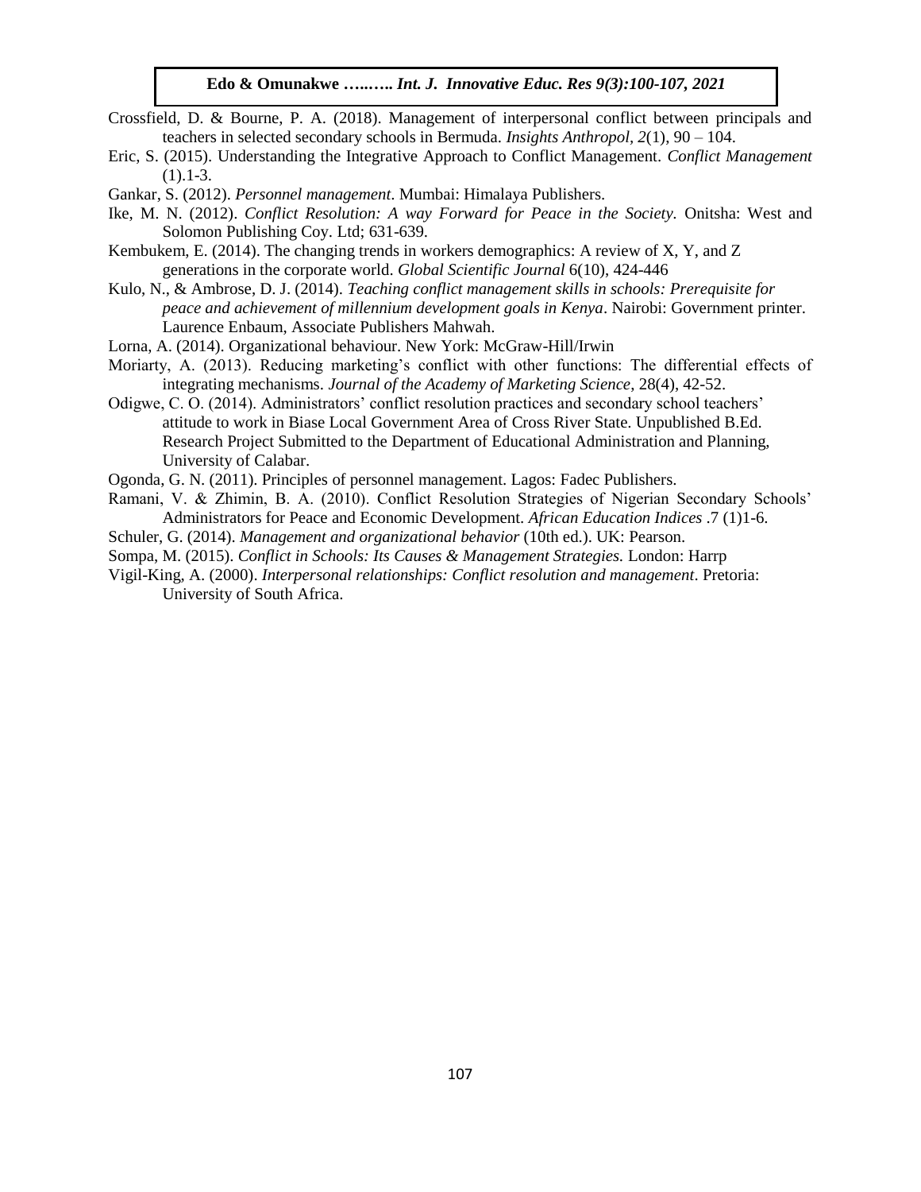Crossfield, D. & Bourne, P. A. (2018). Management of interpersonal conflict between principals and teachers in selected secondary schools in Bermuda. *Insights Anthropol, 2*(1), 90 – 104.

Eric, S. (2015). Understanding the Integrative Approach to Conflict Management. *Conflict Management* (1).1-3.

Gankar, S. (2012). *Personnel management*. Mumbai: Himalaya Publishers.

Ike, M. N. (2012). *Conflict Resolution: A way Forward for Peace in the Society.* Onitsha: West and Solomon Publishing Coy. Ltd; 631-639.

Kembukem, E. (2014). The changing trends in workers demographics: A review of X, Y, and Z generations in the corporate world. *Global Scientific Journal* 6(10), 424-446

Kulo, N., & Ambrose, D. J. (2014). *Teaching conflict management skills in schools: Prerequisite for peace and achievement of millennium development goals in Kenya*. Nairobi: Government printer. Laurence Enbaum, Associate Publishers Mahwah.

Lorna, A. (2014). Organizational behaviour. New York: McGraw-Hill/Irwin

Moriarty, A. (2013). Reducing marketing's conflict with other functions: The differential effects of integrating mechanisms. *Journal of the Academy of Marketing Science*, 28(4), 42-52.

Odigwe, C. O. (2014). Administrators' conflict resolution practices and secondary school teachers' attitude to work in Biase Local Government Area of Cross River State. Unpublished B.Ed. Research Project Submitted to the Department of Educational Administration and Planning, University of Calabar.

Ogonda, G. N. (2011). Principles of personnel management. Lagos: Fadec Publishers.

Ramani, V. & Zhimin, B. A. (2010). Conflict Resolution Strategies of Nigerian Secondary Schools' Administrators for Peace and Economic Development. *African Education Indices* .7 (1)1-6.

Schuler, G. (2014). *Management and organizational behavior* (10th ed.). UK: Pearson.

Sompa, M. (2015). *Conflict in Schools: Its Causes & Management Strategies.* London: Harrp

Vigil-King, A. (2000). *Interpersonal relationships: Conflict resolution and management*. Pretoria: University of South Africa.